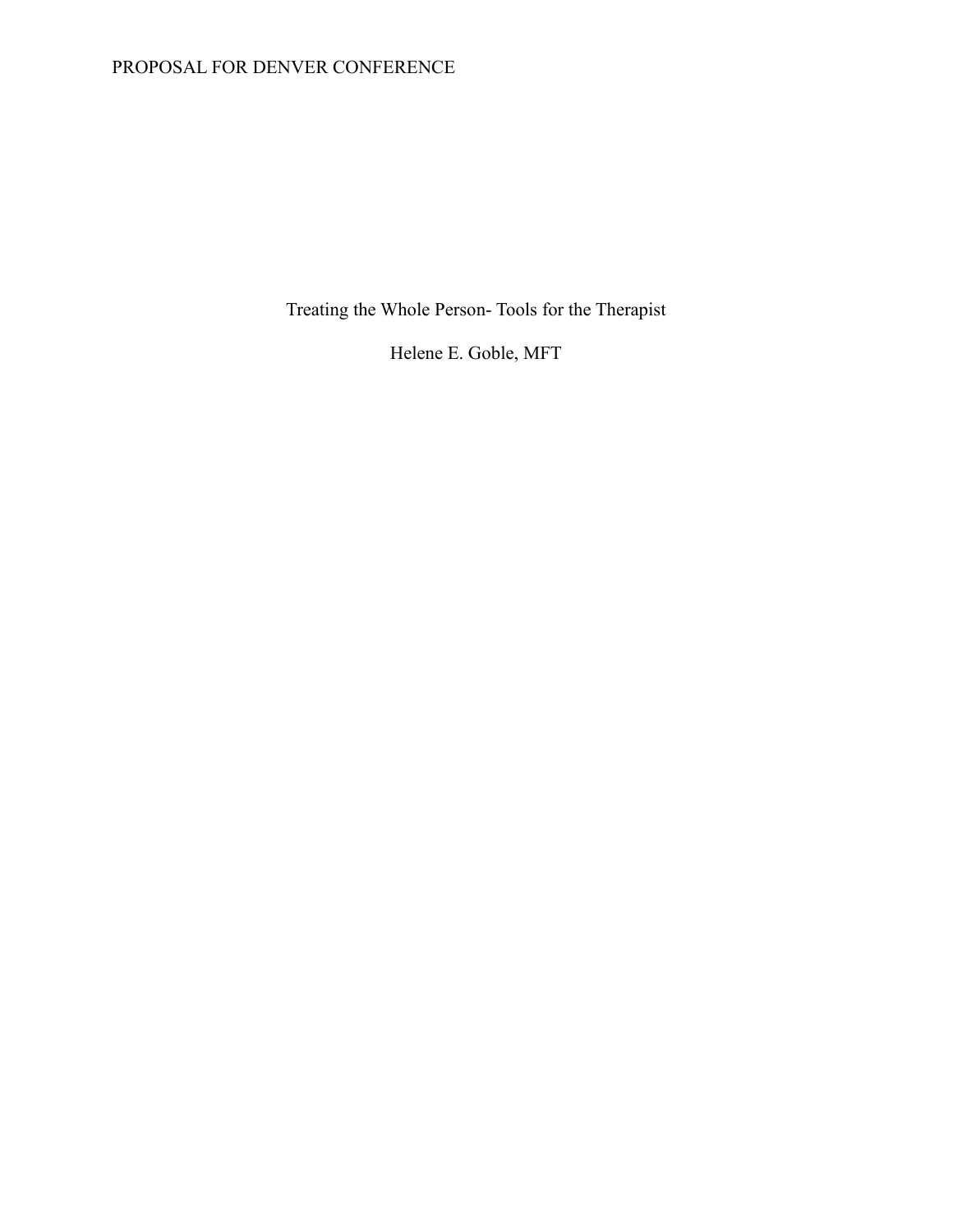# Treating the Whole Person- Tools for the Therapist

Helene E. Goble, MFT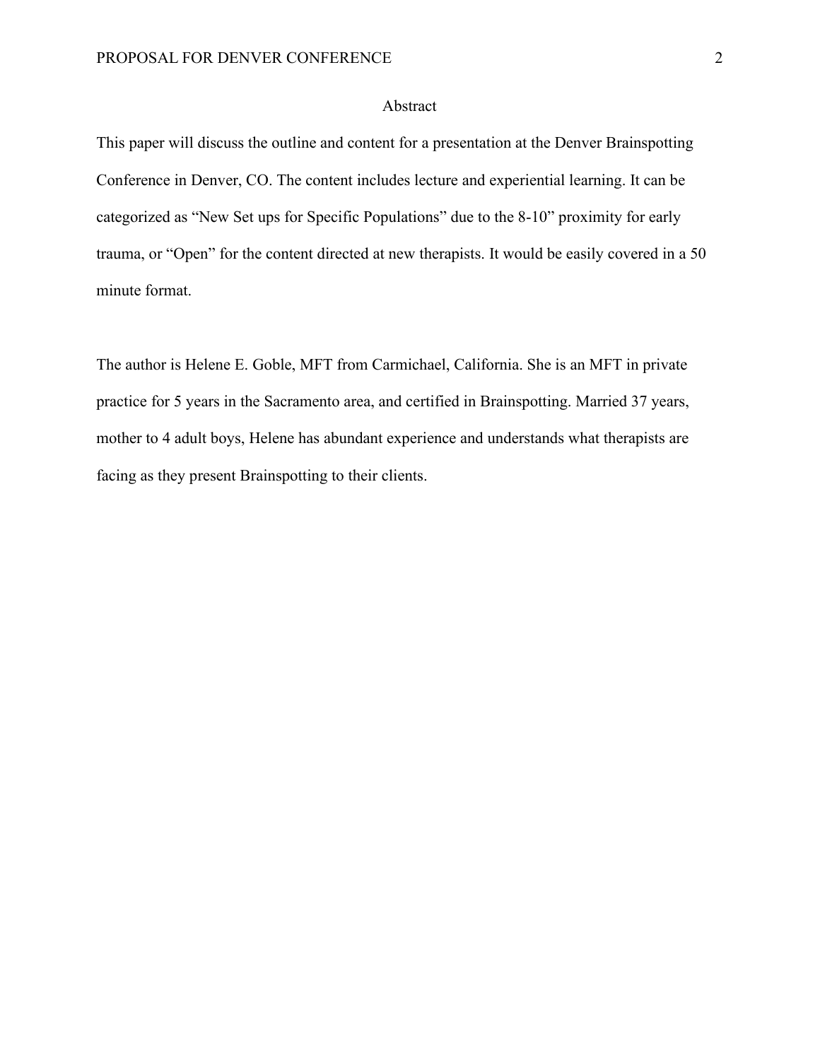## Abstract

This paper will discuss the outline and content for a presentation at the Denver Brainspotting Conference in Denver, CO. The content includes lecture and experiential learning. It can be categorized as "New Set ups for Specific Populations" due to the 8-10" proximity for early trauma, or "Open" for the content directed at new therapists. It would be easily covered in a 50 minute format.

The author is Helene E. Goble, MFT from Carmichael, California. She is an MFT in private practice for 5 years in the Sacramento area, and certified in Brainspotting. Married 37 years, mother to 4 adult boys, Helene has abundant experience and understands what therapists are facing as they present Brainspotting to their clients.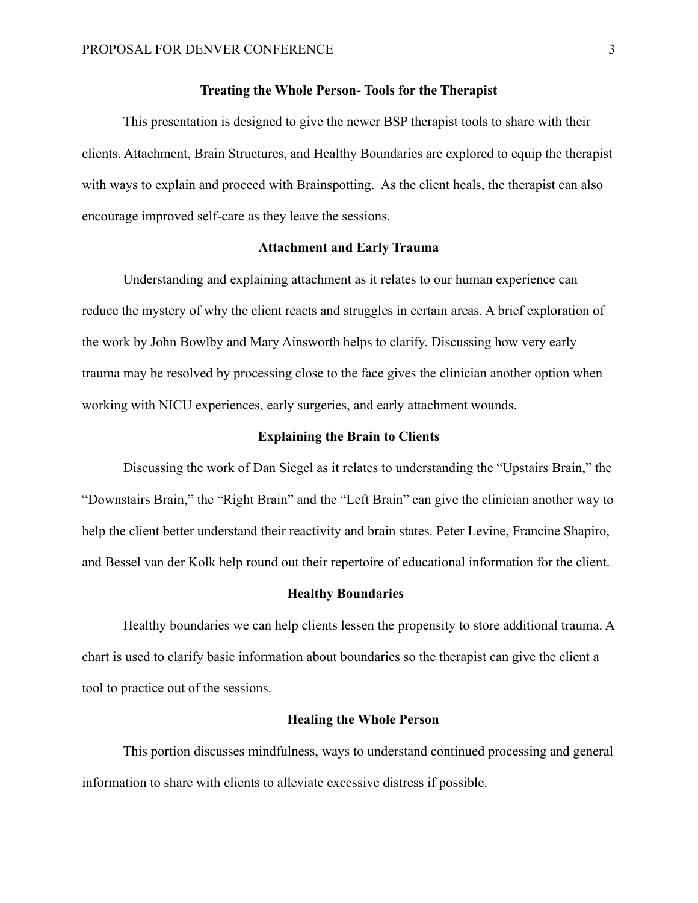## Treating the Whole Person- Tools for the Therapist

This presentation is designed to give the newer BSP therapist tools to share with their clients. Attachment, Brain Structures, and Healthy Boundaries are explored to equip the therapist with ways to explain and proceed with Brainspotting. As the client heals, the therapist can also encourage improved self-care as they leave the sessions.

### Attachment and Early Trauma

Understanding and explaining attachment as it relates to our human experience can reduce the mystery of why the client reacts and struggles in certain areas. A brief exploration of the work by John Bowlby and Mary Ainsworth helps to clarify. Discussing how very early trauma may be resolved by processing close to the face gives the clinician another option when working with NICU experiences, early surgeries, and early attachment wounds.

### Explaining the Brain to Clients

Discussing the work of Dan Siegel as it relates to understanding the "Upstairs Brain," the "Downstairs Brain," the "Right Brain" and the "Left Brain" can give the clinician another way to help the client better understand their reactivity and brain states. Peter Levine, Francine Shapiro, and Bessel van der Kolk help round out their repertoire of educational information for the client.

### Healthy Boundaries

Healthy boundaries we can help clients lessen the propensity to store additional trauma. A chart is used to clarify basic information about boundaries so the therapist can give the client a tool to practice out of the sessions.

### Healing the Whole Person

This portion discusses mindfulness, ways to understand continued processing and general information to share with clients to alleviate excessive distress if possible.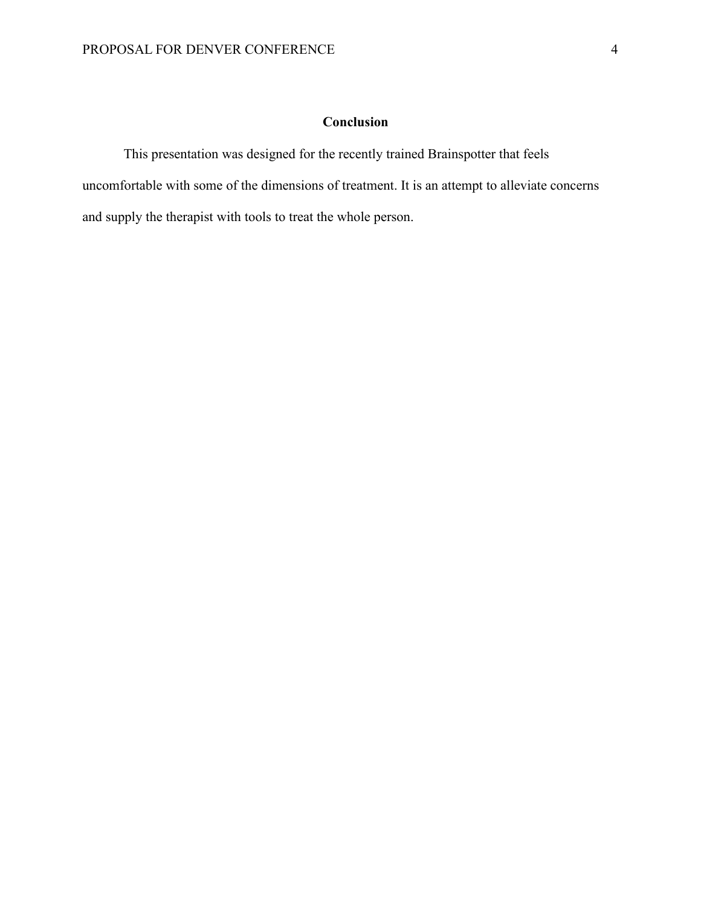## Conclusion

This presentation was designed for the recently trained Brainspotter that feels uncomfortable with some of the dimensions of treatment. It is an attempt to alleviate concerns and supply the therapist with tools to treat the whole person.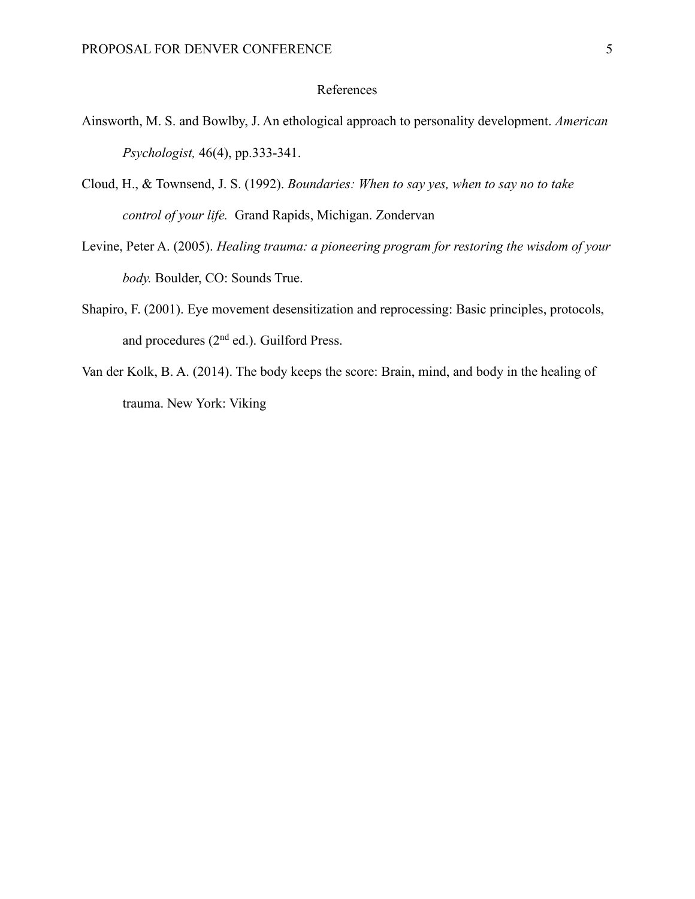# References

Ainsworth, M. S. and Bowlby, J. An ethological approach to personality development. *American Psychologist,* 46(4), pp.333-341.

Cloud, H., & Townsend, J. S. (1992). *Boundaries: When to say yes, when to say no to take control of your life.* Grand Rapids, Michigan. Zondervan

Levine, Peter A. (2005). *Healing trauma: a pioneering program for restoring the wisdom of your body.* Boulder, CO: Sounds True.

Shapiro, F. (2001). Eye movement desensitization and reprocessing: Basic principles, protocols, and procedures (2nd ed.). Guilford Press.

Van der Kolk, B. A. (2014). The body keeps the score: Brain, mind, and body in the healing of trauma. New York: Viking